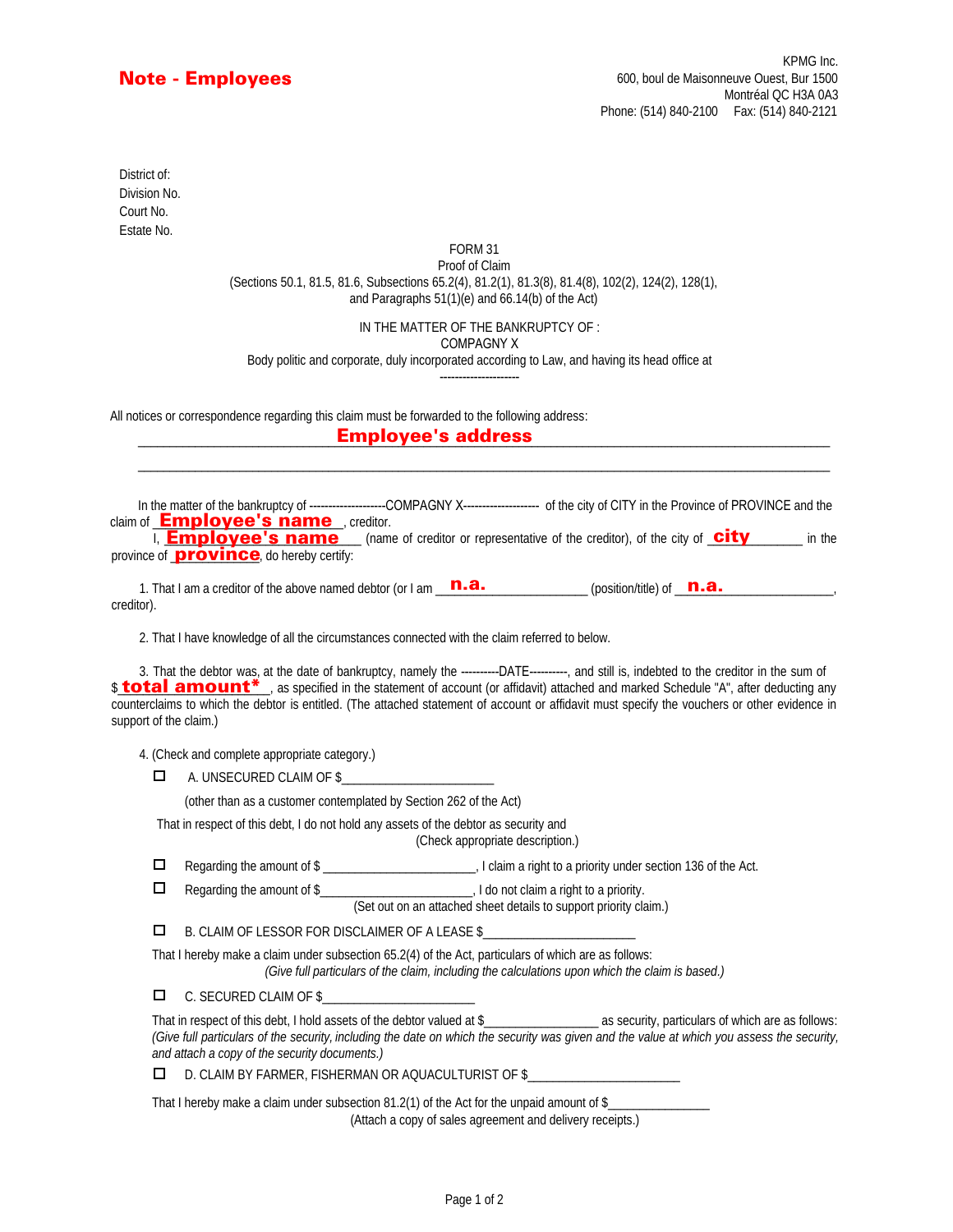**Note - Employees**

KPMG Inc.
600, boul de Maisonneuve Ouest, Bur 1500
Montréal QC H3A 0A3
Phone: (514) 840-2100 Fax: (514) 840-2121

District of:
Division No.
Court No.
Estate No.

FORM 31
Proof of Claim
(Sections 50.1, 81.5, 81.6, Subsections 65.2(4), 81.2(1), 81.3(8), 81.4(8), 102(2), 124(2), 128(1), and Paragraphs 51(1)(e) and 66.14(b) of the Act)

IN THE MATTER OF THE BANKRUPTCY OF :
COMPAGNY X
Body politic and corporate, duly incorporated according to Law, and having its head office at
--------------------

All notices or correspondence regarding this claim must be forwarded to the following address:

**Employee's address**

______________________________________________

In the matter of the bankruptcy of --------------------COMPAGNY X-------------------- of the city of CITY in the Province of PROVINCE and the claim of **Employee's name**, creditor.

I, **Employee's name** (name of creditor or representative of the creditor), of the city of **city** in the province of **province**, do hereby certify:

1. That I am a creditor of the above named debtor (or I am **n.a.** (position/title) of **n.a.**, creditor).

2. That I have knowledge of all the circumstances connected with the claim referred to below.

3. That the debtor was, at the date of bankruptcy, namely the ---------DATE---------, and still is, indebted to the creditor in the sum of $ **total amount***, as specified in the statement of account (or affidavit) attached and marked Schedule "A", after deducting any counterclaims to which the debtor is entitled. (The attached statement of account or affidavit must specify the vouchers or other evidence in support of the claim.)

4. (Check and complete appropriate category.)

☐ A. UNSECURED CLAIM OF $_______________________

(other than as a customer contemplated by Section 262 of the Act)

That in respect of this debt, I do not hold any assets of the debtor as security and
(Check appropriate description.)

☐ Regarding the amount of $ _______________________, I claim a right to a priority under section 136 of the Act.

☐ Regarding the amount of $_______________________, I do not claim a right to a priority.
(Set out on an attached sheet details to support priority claim.)

☐ B. CLAIM OF LESSOR FOR DISCLAIMER OF A LEASE $_______________________

That I hereby make a claim under subsection 65.2(4) of the Act, particulars of which are as follows:
*(Give full particulars of the claim, including the calculations upon which the claim is based.)*

☐ C. SECURED CLAIM OF $_______________________

That in respect of this debt, I hold assets of the debtor valued at $_________________ as security, particulars of which are as follows:
*(Give full particulars of the security, including the date on which the security was given and the value at which you assess the security, and attach a copy of the security documents.)*

☐ D. CLAIM BY FARMER, FISHERMAN OR AQUACULTURIST OF $_______________________

That I hereby make a claim under subsection 81.2(1) of the Act for the unpaid amount of $_______________
(Attach a copy of sales agreement and delivery receipts.)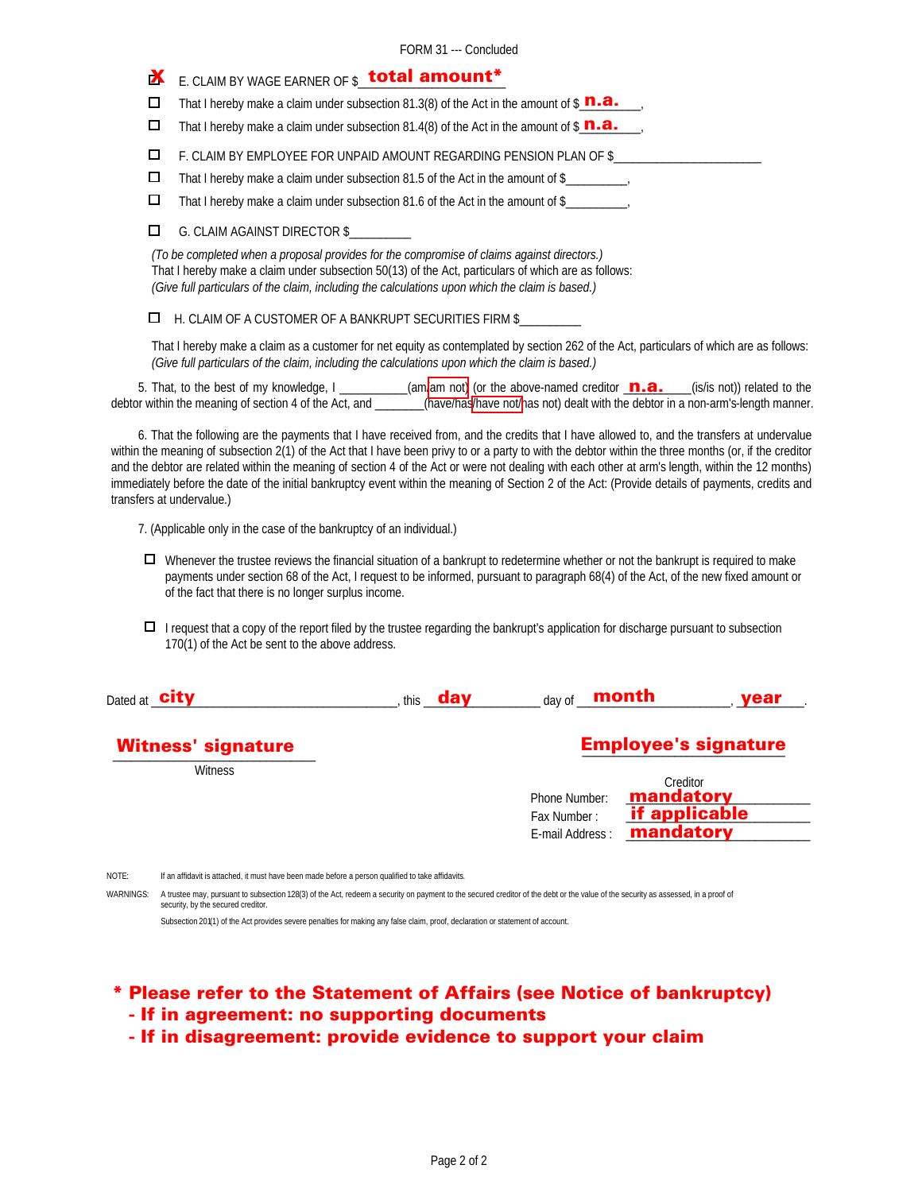FORM 31 --- Concluded

☒ E. CLAIM BY WAGE EARNER OF $ **total amount***

☐ That I hereby make a claim under subsection 81.3(8) of the Act in the amount of $ **n.a.**,

☐ That I hereby make a claim under subsection 81.4(8) of the Act in the amount of $ **n.a.**,

☐ F. CLAIM BY EMPLOYEE FOR UNPAID AMOUNT REGARDING PENSION PLAN OF $______________________

☐ That I hereby make a claim under subsection 81.5 of the Act in the amount of $_________,

☐ That I hereby make a claim under subsection 81.6 of the Act in the amount of $_________,

☐ G. CLAIM AGAINST DIRECTOR $_________

*(To be completed when a proposal provides for the compromise of claims against directors.)*
That I hereby make a claim under subsection 50(13) of the Act, particulars of which are as follows:
*(Give full particulars of the claim, including the calculations upon which the claim is based.)*

☐ H. CLAIM OF A CUSTOMER OF A BANKRUPT SECURITIES FIRM $_________

That I hereby make a claim as a customer for net equity as contemplated by section 262 of the Act, particulars of which are as follows:
*(Give full particulars of the claim, including the calculations upon which the claim is based.)*

5. That, to the best of my knowledge, I __________(am/am not) (or the above-named creditor **n.a.**____(is/is not)) related to the debtor within the meaning of section 4 of the Act, and ________(have/has/have not/has not) dealt with the debtor in a non-arm's-length manner.

6. That the following are the payments that I have received from, and the credits that I have allowed to, and the transfers at undervalue within the meaning of subsection 2(1) of the Act that I have been privy to or a party to with the debtor within the three months (or, if the creditor and the debtor are related within the meaning of section 4 of the Act or were not dealing with each other at arm's length, within the 12 months) immediately before the date of the initial bankruptcy event within the meaning of Section 2 of the Act: (Provide details of payments, credits and transfers at undervalue.)

7. (Applicable only in the case of the bankruptcy of an individual.)

☐ Whenever the trustee reviews the financial situation of a bankrupt to redetermine whether or not the bankrupt is required to make payments under section 68 of the Act, I request to be informed, pursuant to paragraph 68(4) of the Act, of the new fixed amount or of the fact that there is no longer surplus income.

☐ I request that a copy of the report filed by the trustee regarding the bankrupt's application for discharge pursuant to subsection 170(1) of the Act be sent to the above address.

Dated at **city**, this **day** day of **month**, **year**.

**Witness' signature**
Witness

**Employee's signature**
Creditor

Phone Number: **mandatory**
Fax Number : **if applicable**
E-mail Address : **mandatory**

NOTE: If an affidavit is attached, it must have been made before a person qualified to take affidavits.

WARNINGS: A trustee may, pursuant to subsection 128(3) of the Act, redeem a security on payment to the secured creditor of the debt or the value of the security as assessed, in a proof of security, by the secured creditor.

Subsection 201(1) of the Act provides severe penalties for making any false claim, proof, declaration or statement of account.

**\* Please refer to the Statement of Affairs (see Notice of bankruptcy)**
**- If in agreement: no supporting documents**
**- If in disagreement: provide evidence to support your claim**